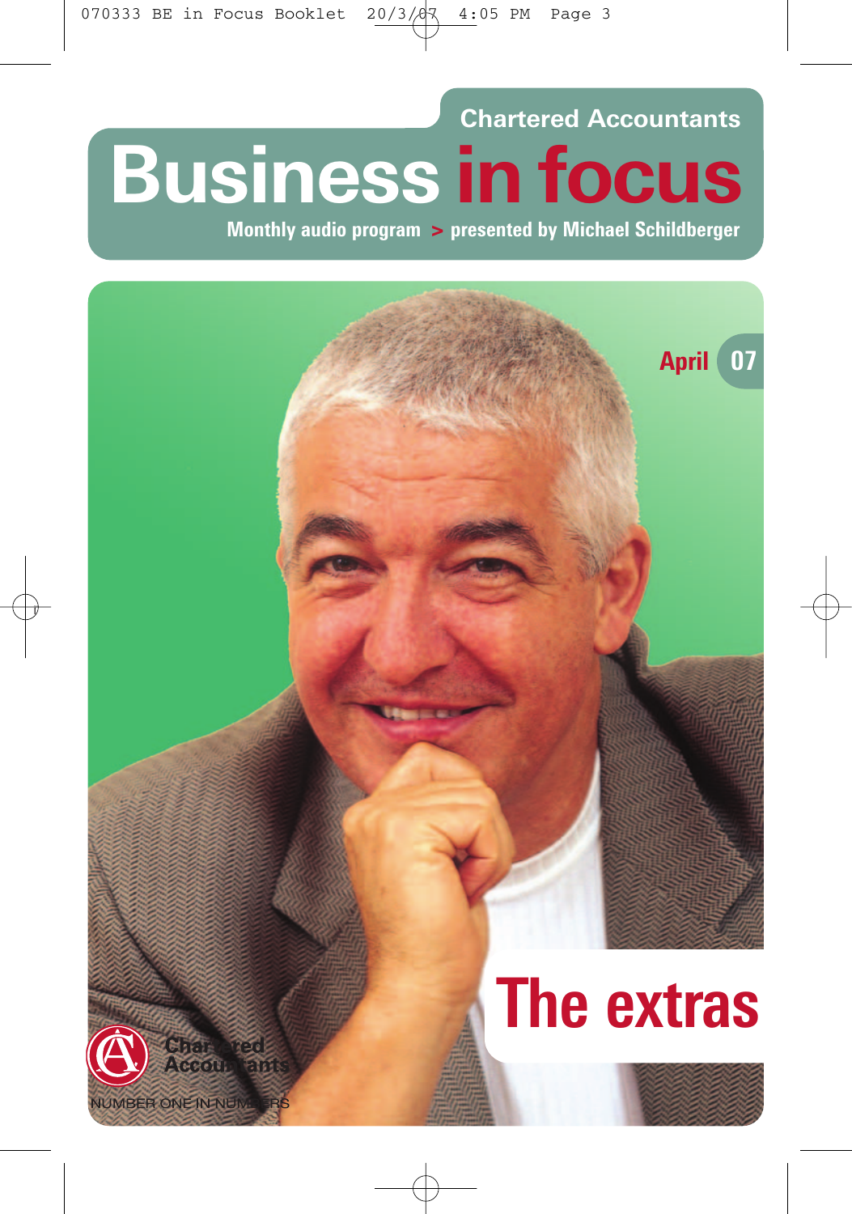Chartered Accountants

# Business in focus

Monthly audio program > presented by Michael Schildberger

April 07

## The extras

Chartered Accountants

NUMBER ONE IN NUMBERS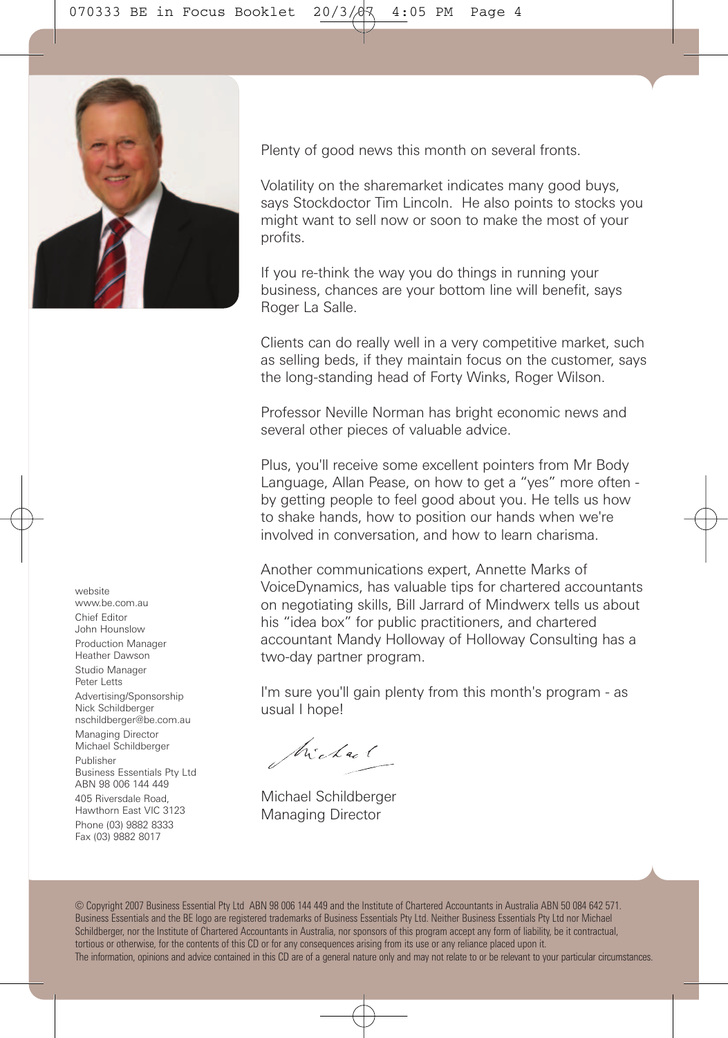Plenty of good news this month on several fronts.

Volatility on the sharemarket indicates many good buys, says Stockdoctor Tim Lincoln. He also points to stocks you might want to sell now or soon to make the most of your profits.

If you re-think the way you do things in running your business, chances are your bottom line will benefit, says Roger La Salle.

Clients can do really well in a very competitive market, such as selling beds, if they maintain focus on the customer, says the long-standing head of Forty Winks, Roger Wilson.

Professor Neville Norman has bright economic news and several other pieces of valuable advice.

Plus, you'll receive some excellent pointers from Mr Body Language, Allan Pease, on how to get a "yes" more often - by getting people to feel good about you. He tells us how to shake hands, how to position our hands when we're involved in conversation, and how to learn charisma.

Another communications expert, Annette Marks of VoiceDynamics, has valuable tips for chartered accountants on negotiating skills, Bill Jarrard of Mindwerx tells us about his "idea box" for public practitioners, and chartered accountant Mandy Holloway of Holloway Consulting has a two-day partner program.

I'm sure you'll gain plenty from this month's program - as usual I hope!

Michael

Michael Schildberger
Managing Director

website
www.be.com.au

Chief Editor
John Hounslow

Production Manager
Heather Dawson

Studio Manager
Peter Letts

Advertising/Sponsorship
Nick Schildberger
nschildberger@be.com.au

Managing Director
Michael Schildberger

Publisher
Business Essentials Pty Ltd
ABN 98 006 144 449

405 Riversdale Road,
Hawthorn East VIC 3123

Phone (03) 9882 8333
Fax (03) 9882 8017

© Copyright 2007 Business Essential Pty Ltd ABN 98 006 144 449 and the Institute of Chartered Accountants in Australia ABN 50 084 642 571. Business Essentials and the BE logo are registered trademarks of Business Essentials Pty Ltd. Neither Business Essentials Pty Ltd nor Michael Schildberger, nor the Institute of Chartered Accountants in Australia, nor sponsors of this program accept any form of liability, be it contractual, tortious or otherwise, for the contents of this CD or for any consequences arising from its use or any reliance placed upon it.
The information, opinions and advice contained in this CD are of a general nature only and may not relate to or be relevant to your particular circumstances.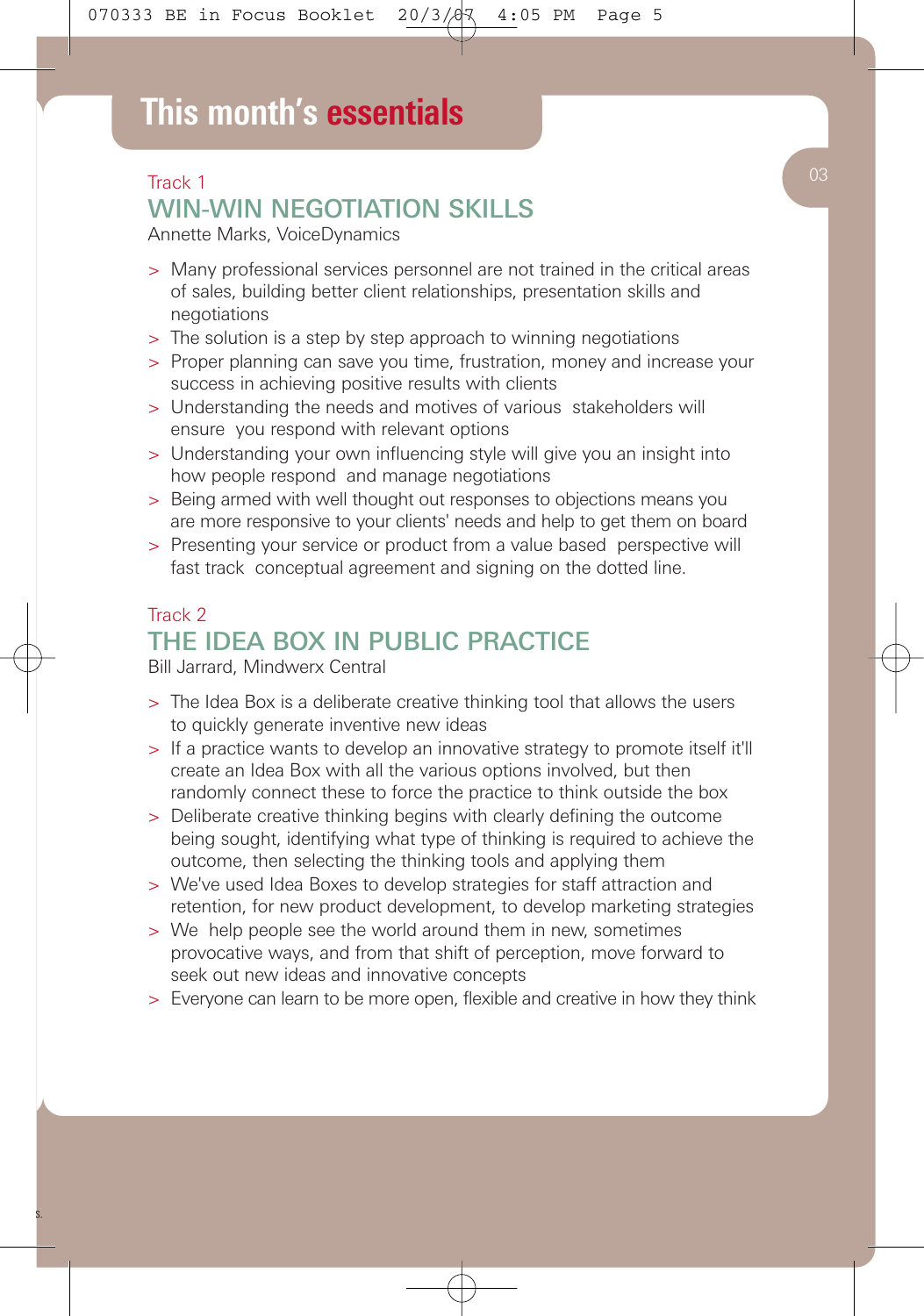# This month's essentials

## Track 1

## WIN-WIN NEGOTIATION SKILLS

Annette Marks, VoiceDynamics

- Many professional services personnel are not trained in the critical areas of sales, building better client relationships, presentation skills and negotiations
- The solution is a step by step approach to winning negotiations
- Proper planning can save you time, frustration, money and increase your success in achieving positive results with clients
- Understanding the needs and motives of various stakeholders will ensure you respond with relevant options
- Understanding your own influencing style will give you an insight into how people respond and manage negotiations
- Being armed with well thought out responses to objections means you are more responsive to your clients' needs and help to get them on board
- Presenting your service or product from a value based perspective will fast track conceptual agreement and signing on the dotted line.

## Track 2

## THE IDEA BOX IN PUBLIC PRACTICE

Bill Jarrard, Mindwerx Central

- The Idea Box is a deliberate creative thinking tool that allows the users to quickly generate inventive new ideas
- If a practice wants to develop an innovative strategy to promote itself it'll create an Idea Box with all the various options involved, but then randomly connect these to force the practice to think outside the box
- Deliberate creative thinking begins with clearly defining the outcome being sought, identifying what type of thinking is required to achieve the outcome, then selecting the thinking tools and applying them
- We've used Idea Boxes to develop strategies for staff attraction and retention, for new product development, to develop marketing strategies
- We help people see the world around them in new, sometimes provocative ways, and from that shift of perception, move forward to seek out new ideas and innovative concepts
- Everyone can learn to be more open, flexible and creative in how they think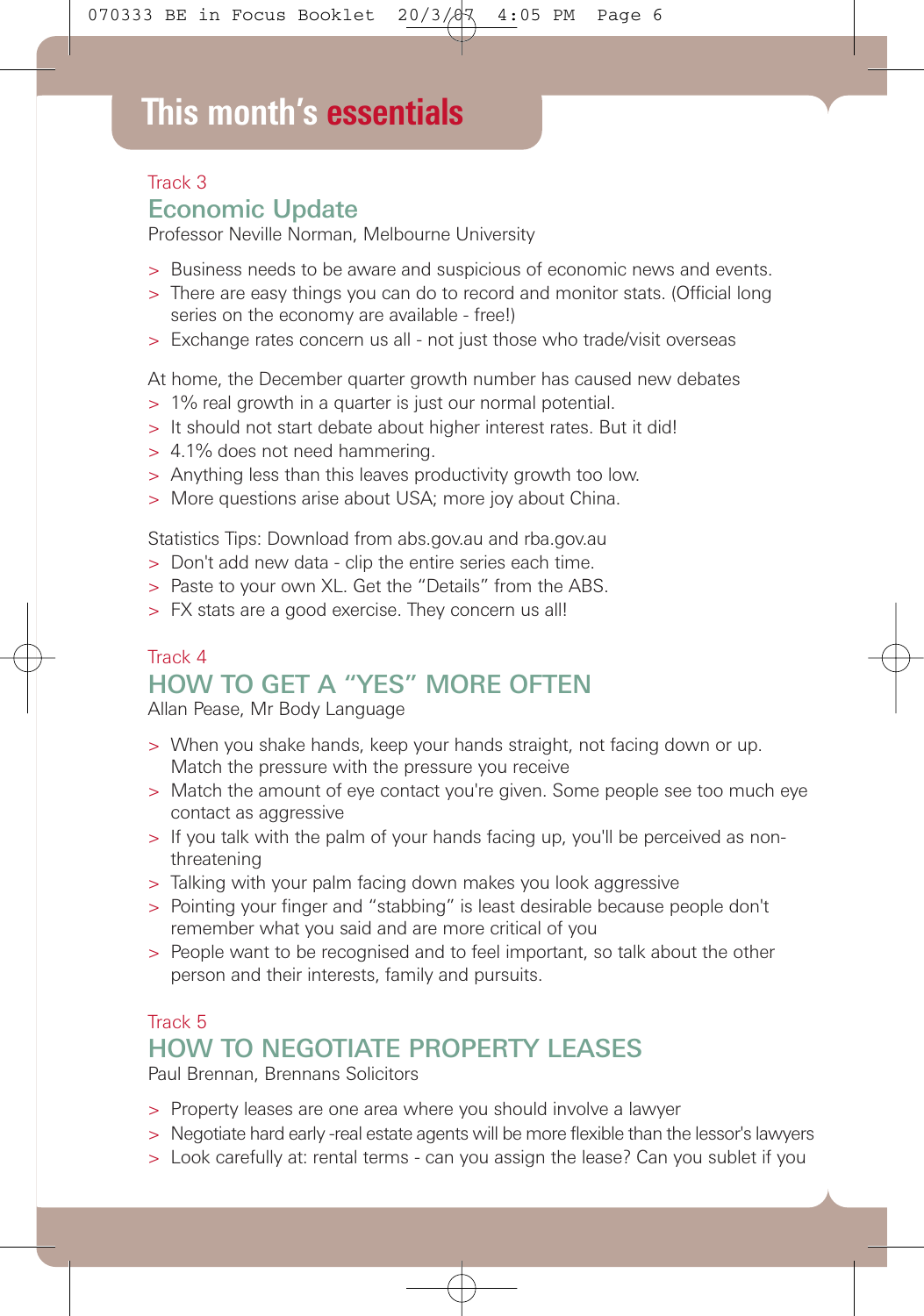# This month's essentials

Track 3

## Economic Update

Professor Neville Norman, Melbourne University

- > Business needs to be aware and suspicious of economic news and events.
- > There are easy things you can do to record and monitor stats. (Official long series on the economy are available - free!)
- > Exchange rates concern us all - not just those who trade/visit overseas

At home, the December quarter growth number has caused new debates

- > 1% real growth in a quarter is just our normal potential.
- > It should not start debate about higher interest rates. But it did!
- > 4.1% does not need hammering.
- > Anything less than this leaves productivity growth too low.
- > More questions arise about USA; more joy about China.

Statistics Tips: Download from abs.gov.au and rba.gov.au

- > Don't add new data - clip the entire series each time.
- > Paste to your own XL. Get the "Details" from the ABS.
- > FX stats are a good exercise. They concern us all!

Track 4

## HOW TO GET A "YES" MORE OFTEN

Allan Pease, Mr Body Language

- > When you shake hands, keep your hands straight, not facing down or up. Match the pressure with the pressure you receive
- > Match the amount of eye contact you're given. Some people see too much eye contact as aggressive
- > If you talk with the palm of your hands facing up, you'll be perceived as non-threatening
- > Talking with your palm facing down makes you look aggressive
- > Pointing your finger and "stabbing" is least desirable because people don't remember what you said and are more critical of you
- > People want to be recognised and to feel important, so talk about the other person and their interests, family and pursuits.

Track 5

## HOW TO NEGOTIATE PROPERTY LEASES

Paul Brennan, Brennans Solicitors

- > Property leases are one area where you should involve a lawyer
- > Negotiate hard early -real estate agents will be more flexible than the lessor's lawyers
- > Look carefully at: rental terms - can you assign the lease? Can you sublet if you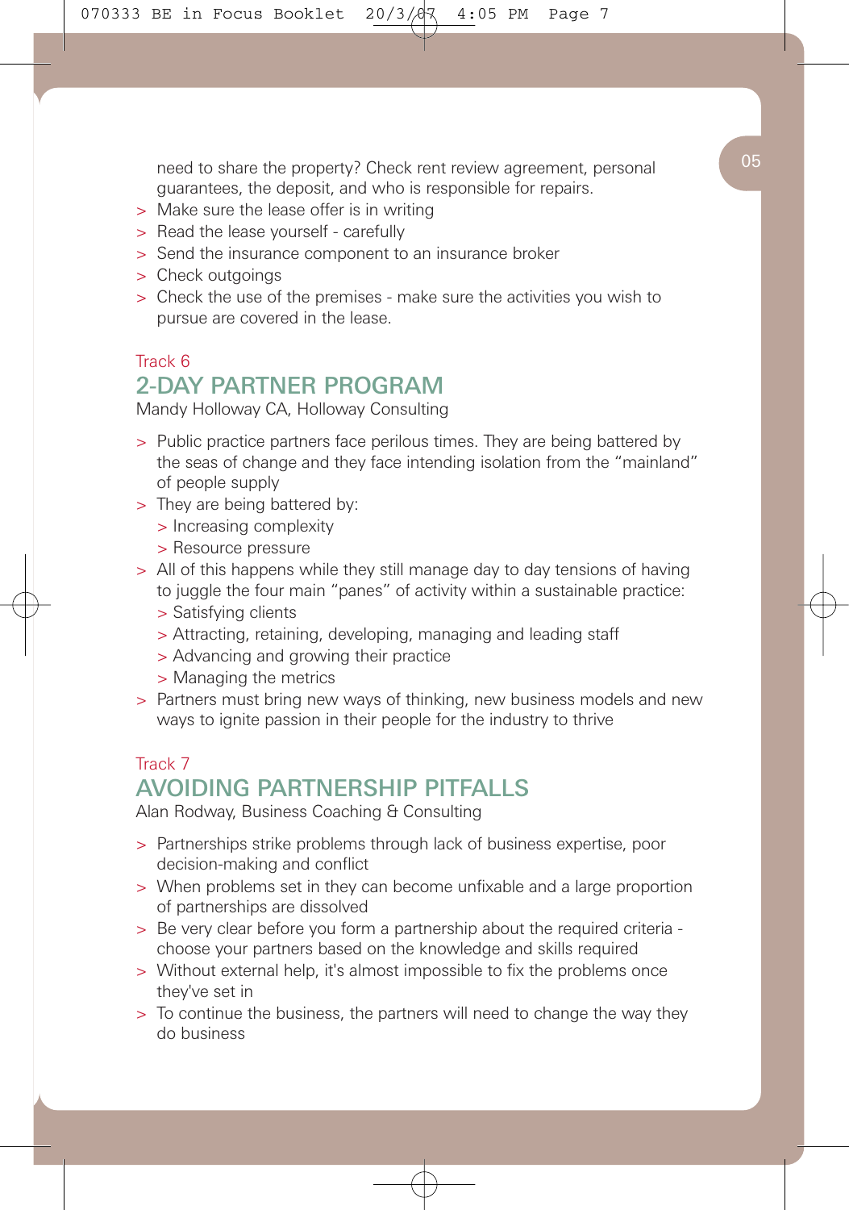need to share the property? Check rent review agreement, personal guarantees, the deposit, and who is responsible for repairs.

- Make sure the lease offer is in writing
- Read the lease yourself - carefully
- Send the insurance component to an insurance broker
- Check outgoings
- Check the use of the premises - make sure the activities you wish to pursue are covered in the lease.

Track 6

## 2-DAY PARTNER PROGRAM

Mandy Holloway CA, Holloway Consulting

- Public practice partners face perilous times. They are being battered by the seas of change and they face intending isolation from the "mainland" of people supply
- They are being battered by:
  - Increasing complexity
  - Resource pressure
- All of this happens while they still manage day to day tensions of having to juggle the four main "panes" of activity within a sustainable practice:
  - Satisfying clients
  - Attracting, retaining, developing, managing and leading staff
  - Advancing and growing their practice
  - Managing the metrics
- Partners must bring new ways of thinking, new business models and new ways to ignite passion in their people for the industry to thrive

Track 7

## AVOIDING PARTNERSHIP PITFALLS

Alan Rodway, Business Coaching & Consulting

- Partnerships strike problems through lack of business expertise, poor decision-making and conflict
- When problems set in they can become unfixable and a large proportion of partnerships are dissolved
- Be very clear before you form a partnership about the required criteria - choose your partners based on the knowledge and skills required
- Without external help, it's almost impossible to fix the problems once they've set in
- To continue the business, the partners will need to change the way they do business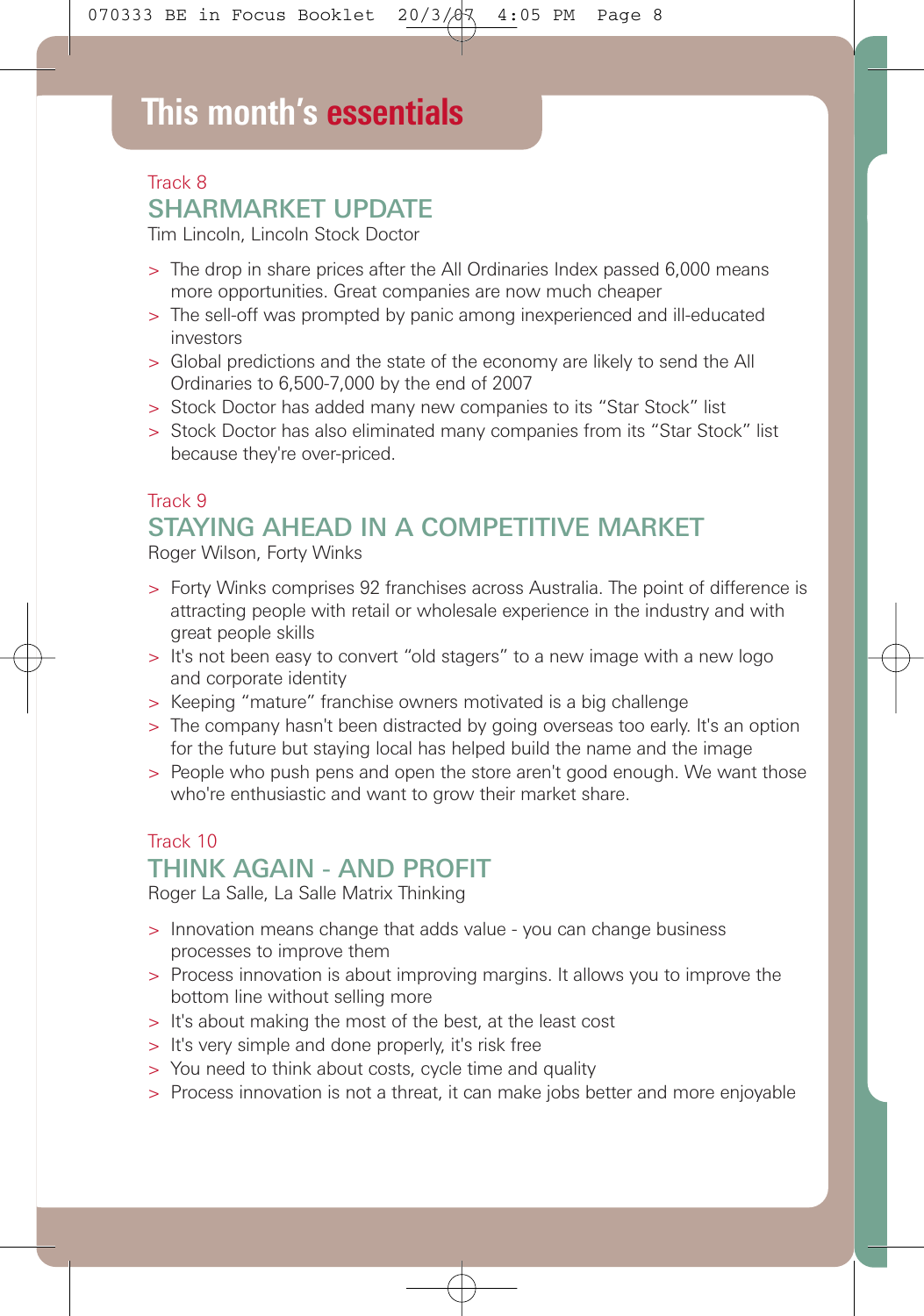# This month's essentials

Track 8

## SHARMARKET UPDATE

Tim Lincoln, Lincoln Stock Doctor

- The drop in share prices after the All Ordinaries Index passed 6,000 means more opportunities. Great companies are now much cheaper
- The sell-off was prompted by panic among inexperienced and ill-educated investors
- Global predictions and the state of the economy are likely to send the All Ordinaries to 6,500-7,000 by the end of 2007
- Stock Doctor has added many new companies to its "Star Stock" list
- Stock Doctor has also eliminated many companies from its "Star Stock" list because they're over-priced.

Track 9

## STAYING AHEAD IN A COMPETITIVE MARKET

Roger Wilson, Forty Winks

- Forty Winks comprises 92 franchises across Australia. The point of difference is attracting people with retail or wholesale experience in the industry and with great people skills
- It's not been easy to convert "old stagers" to a new image with a new logo and corporate identity
- Keeping "mature" franchise owners motivated is a big challenge
- The company hasn't been distracted by going overseas too early. It's an option for the future but staying local has helped build the name and the image
- People who push pens and open the store aren't good enough. We want those who're enthusiastic and want to grow their market share.

Track 10

## THINK AGAIN - AND PROFIT

Roger La Salle, La Salle Matrix Thinking

- Innovation means change that adds value - you can change business processes to improve them
- Process innovation is about improving margins. It allows you to improve the bottom line without selling more
- It's about making the most of the best, at the least cost
- It's very simple and done properly, it's risk free
- You need to think about costs, cycle time and quality
- Process innovation is not a threat, it can make jobs better and more enjoyable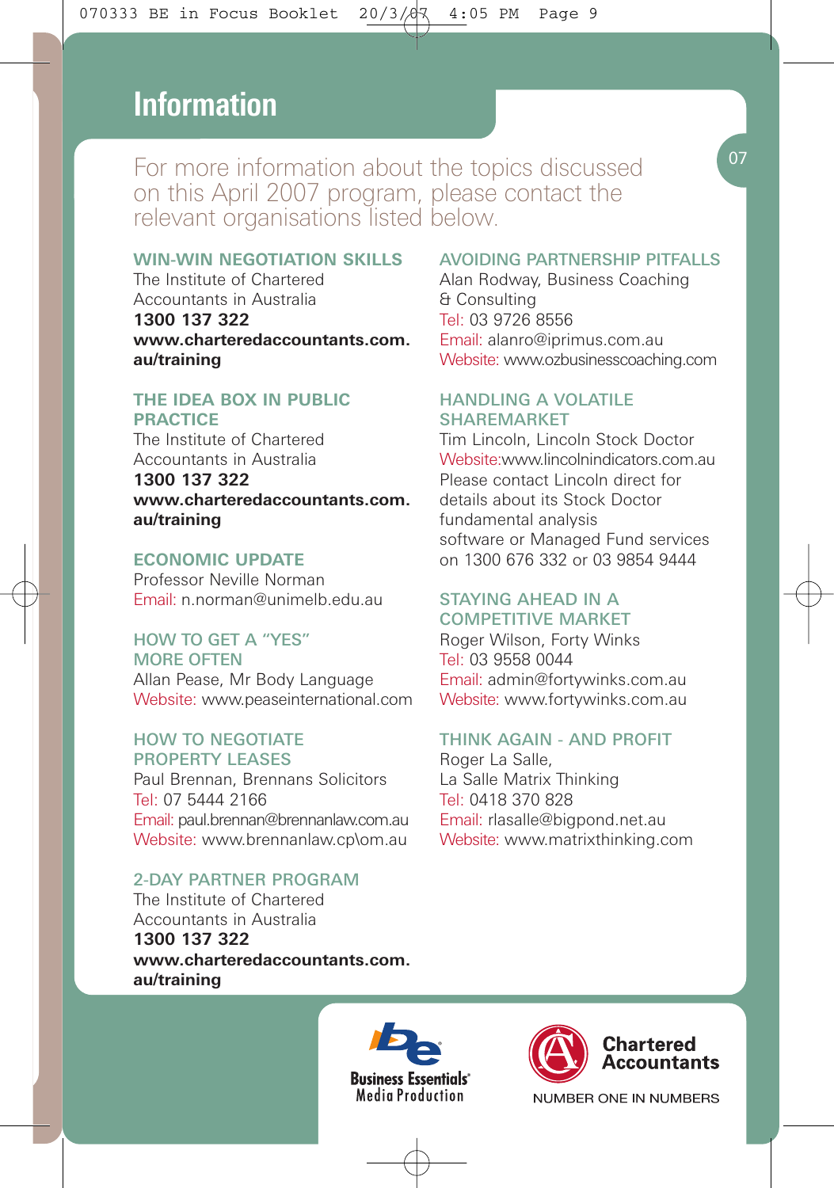# Information

For more information about the topics discussed on this April 2007 program, please contact the relevant organisations listed below.

### WIN-WIN NEGOTIATION SKILLS

The Institute of Chartered Accountants in Australia
**1300 137 322**
**www.charteredaccountants.com.au/training**

### THE IDEA BOX IN PUBLIC PRACTICE

The Institute of Chartered Accountants in Australia
**1300 137 322**
**www.charteredaccountants.com.au/training**

### ECONOMIC UPDATE

Professor Neville Norman
Email: n.norman@unimelb.edu.au

### HOW TO GET A "YES" MORE OFTEN

Allan Pease, Mr Body Language
Website: www.peaseinternational.com

### HOW TO NEGOTIATE PROPERTY LEASES

Paul Brennan, Brennans Solicitors
Tel: 07 5444 2166
Email: paul.brennan@brennanlaw.com.au
Website: www.brennanlaw.cp\om.au

### 2-DAY PARTNER PROGRAM

The Institute of Chartered Accountants in Australia
**1300 137 322**
**www.charteredaccountants.com.au/training**

### AVOIDING PARTNERSHIP PITFALLS

Alan Rodway, Business Coaching & Consulting
Tel: 03 9726 8556
Email: alanro@iprimus.com.au
Website: www.ozbusinesscoaching.com

### HANDLING A VOLATILE SHAREMARKET

Tim Lincoln, Lincoln Stock Doctor
Website:www.lincolnindicators.com.au
Please contact Lincoln direct for details about its Stock Doctor fundamental analysis software or Managed Fund services on 1300 676 332 or 03 9854 9444

### STAYING AHEAD IN A COMPETITIVE MARKET

Roger Wilson, Forty Winks
Tel: 03 9558 0044
Email: admin@fortywinks.com.au
Website: www.fortywinks.com.au

### THINK AGAIN - AND PROFIT

Roger La Salle,
La Salle Matrix Thinking
Tel: 0418 370 828
Email: rlasalle@bigpond.net.au
Website: www.matrixthinking.com

Business Essentials Media Production

Chartered Accountants
NUMBER ONE IN NUMBERS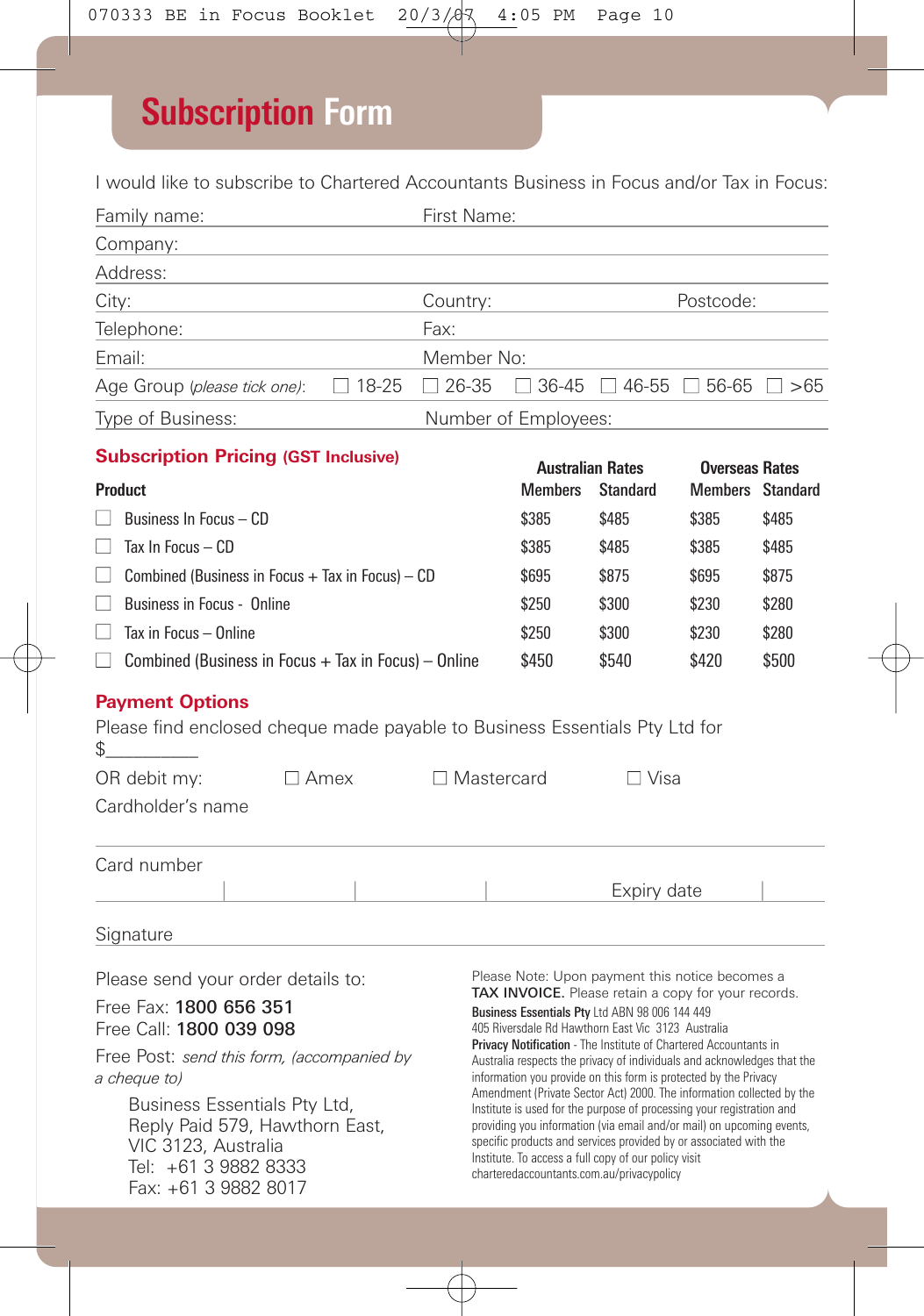# Subscription Form

I would like to subscribe to Chartered Accountants Business in Focus and/or Tax in Focus:

Family name: First Name:

Company:

Address:

City: Country: Postcode:

Telephone: Fax:

Email: Member No:

Age Group (*please tick one*): ☐ 18-25 ☐ 26-35 ☐ 36-45 ☐ 46-55 ☐ 56-65 ☐ >65

Type of Business: Number of Employees:

## Subscription Pricing (GST Inclusive)

| Product | Australian Rates | | Overseas Rates | |
|---|---|---|---|---|
| | Members | Standard | Members | Standard |
| ☐ Business In Focus – CD | $385 | $485 | $385 | $485 |
| ☐ Tax In Focus – CD | $385 | $485 | $385 | $485 |
| ☐ Combined (Business in Focus + Tax in Focus) – CD | $695 | $875 | $695 | $875 |
| ☐ Business in Focus - Online | $250 | $300 | $230 | $280 |
| ☐ Tax in Focus – Online | $250 | $300 | $230 | $280 |
| ☐ Combined (Business in Focus + Tax in Focus) – Online | $450 | $540 | $420 | $500 |

## Payment Options

Please find enclosed cheque made payable to Business Essentials Pty Ltd for $__________

OR debit my: ☐ Amex ☐ Mastercard ☐ Visa

Cardholder's name

Card number

Expiry date

Signature

Please send your order details to:

Free Fax: **1800 656 351**
Free Call: **1800 039 098**

Free Post: *send this form, (accompanied by a cheque to)*

Business Essentials Pty Ltd,
Reply Paid 579, Hawthorn East,
VIC 3123, Australia
Tel: +61 3 9882 8333
Fax: +61 3 9882 8017

Please Note: Upon payment this notice becomes a **TAX INVOICE.** Please retain a copy for your records.

**Business Essentials Pty** Ltd ABN 98 006 144 449
405 Riversdale Rd Hawthorn East Vic 3123 Australia

**Privacy Notification** - The Institute of Chartered Accountants in Australia respects the privacy of individuals and acknowledges that the information you provide on this form is protected by the Privacy Amendment (Private Sector Act) 2000. The information collected by the Institute is used for the purpose of processing your registration and providing you information (via email and/or mail) on upcoming events, specific products and services provided by or associated with the Institute. To access a full copy of our policy visit charteredaccountants.com.au/privacypolicy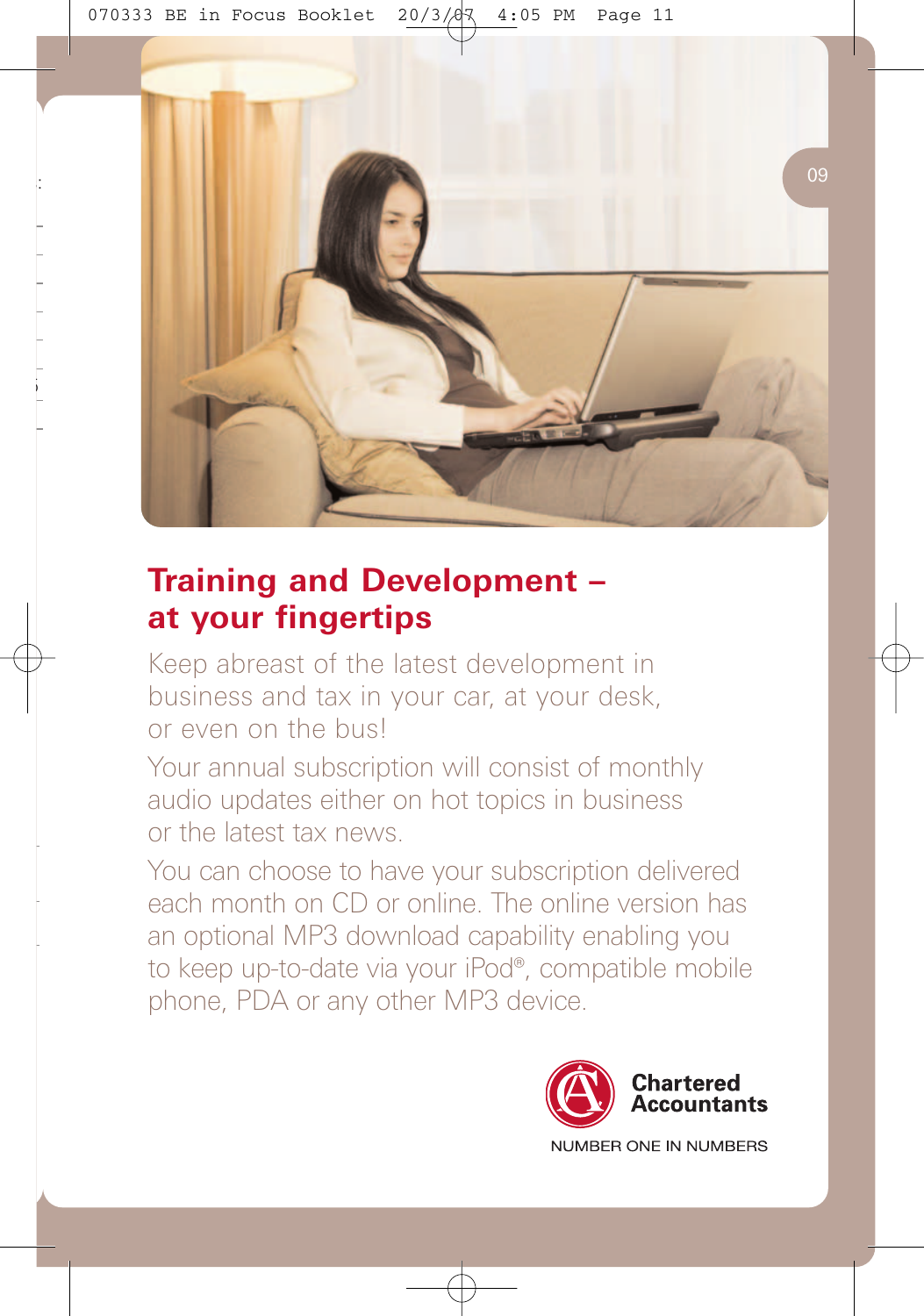## Training and Development – at your fingertips

Keep abreast of the latest development in business and tax in your car, at your desk, or even on the bus!

Your annual subscription will consist of monthly audio updates either on hot topics in business or the latest tax news.

You can choose to have your subscription delivered each month on CD or online. The online version has an optional MP3 download capability enabling you to keep up-to-date via your iPod®, compatible mobile phone, PDA or any other MP3 device.

**Chartered Accountants**

NUMBER ONE IN NUMBERS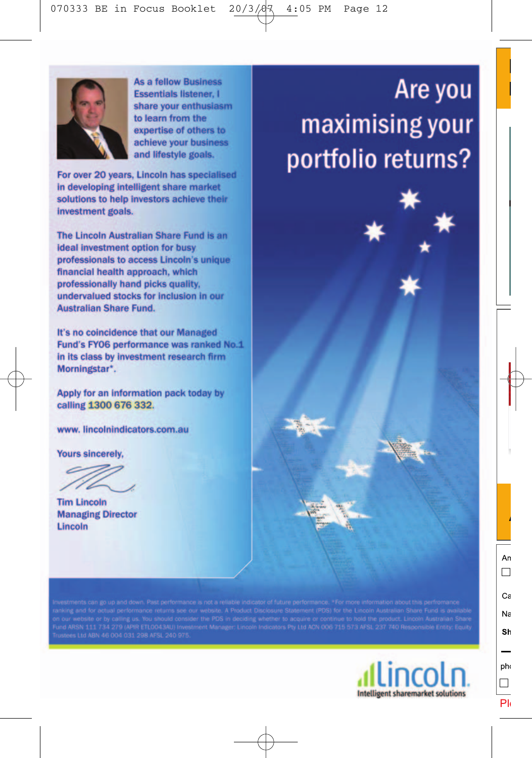# Are you maximising your portfolio returns?

As a fellow Business Essentials listener, I share your enthusiasm to learn from the expertise of others to achieve your business and lifestyle goals.

For over 20 years, Lincoln has specialised in developing intelligent share market solutions to help investors achieve their investment goals.

The Lincoln Australian Share Fund is an ideal investment option for busy professionals to access Lincoln's unique financial health approach, which professionally hand picks quality, undervalued stocks for inclusion in our Australian Share Fund.

It's no coincidence that our Managed Fund's FY06 performance was ranked No.1 in its class by investment research firm Morningstar*.

Apply for an information pack today by calling **1300 676 332**.

www. lincolnindicators.com.au

Yours sincerely,

Tim Lincoln
Managing Director
Lincoln

Investments can go up and down. Past performance is not a reliable indicator of future performance. *For more information about this performance ranking and for actual performance returns see our website. A Product Disclosure Statement (PDS) for the Lincoln Australian Share Fund is available on our website or by calling us. You should consider the PDS in deciding whether to acquire or continue to hold the product. Lincoln Australian Share Fund ARSN 111 734 279 (APIR ETL0043AU) Investment Manager: Lincoln Indicators Pty Ltd ACN 006 715 573 AFSL 237 740 Responsible Entity: Equity Trustees Ltd ABN 46 004 031 298 AFSL 240 975.

lincoln
Intelligent sharemarket solutions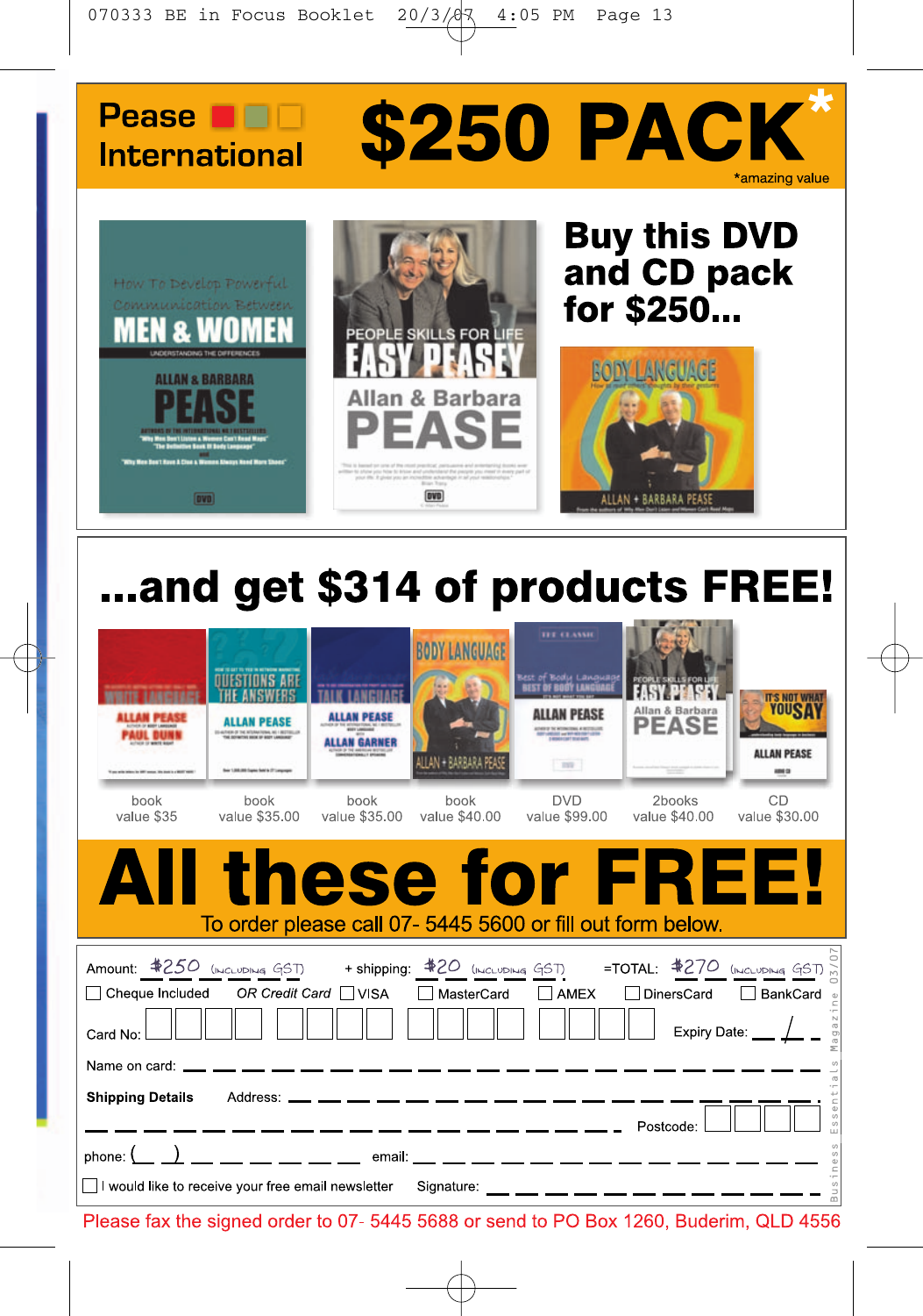# Pease International

# $250 PACK*

*amazing value

## Buy this DVD and CD pack for $250...

## ...and get $314 of products FREE!

| book | book | book | book | DVD | 2books | CD |
|---|---|---|---|---|---|---|
| value $35 | value $35.00 | value $35.00 | value $40.00 | value $99.00 | value $40.00 | value $30.00 |

# All these for FREE!

To order please call 07- 5445 5600 or fill out form below.

Amount: $250 (including GST) + shipping: $20 (including GST) =TOTAL: $270 (including GST)

☐ Cheque Included OR Credit Card ☐ VISA ☐ MasterCard ☐ AMEX ☐ DinersCard ☐ BankCard

Card No: ☐☐☐☐ ☐☐☐☐ ☐☐☐☐ ☐☐☐☐ Expiry Date: ___ / ___

Name on card: ______________________________

**Shipping Details** Address: ______________________________

______________________________ Postcode: ☐☐☐☐

phone: ( ) ______________ email: ______________________________

☐ I would like to receive your free email newsletter Signature: ______________________________

Please fax the signed order to 07- 5445 5688 or send to PO Box 1260, Buderim, QLD 4556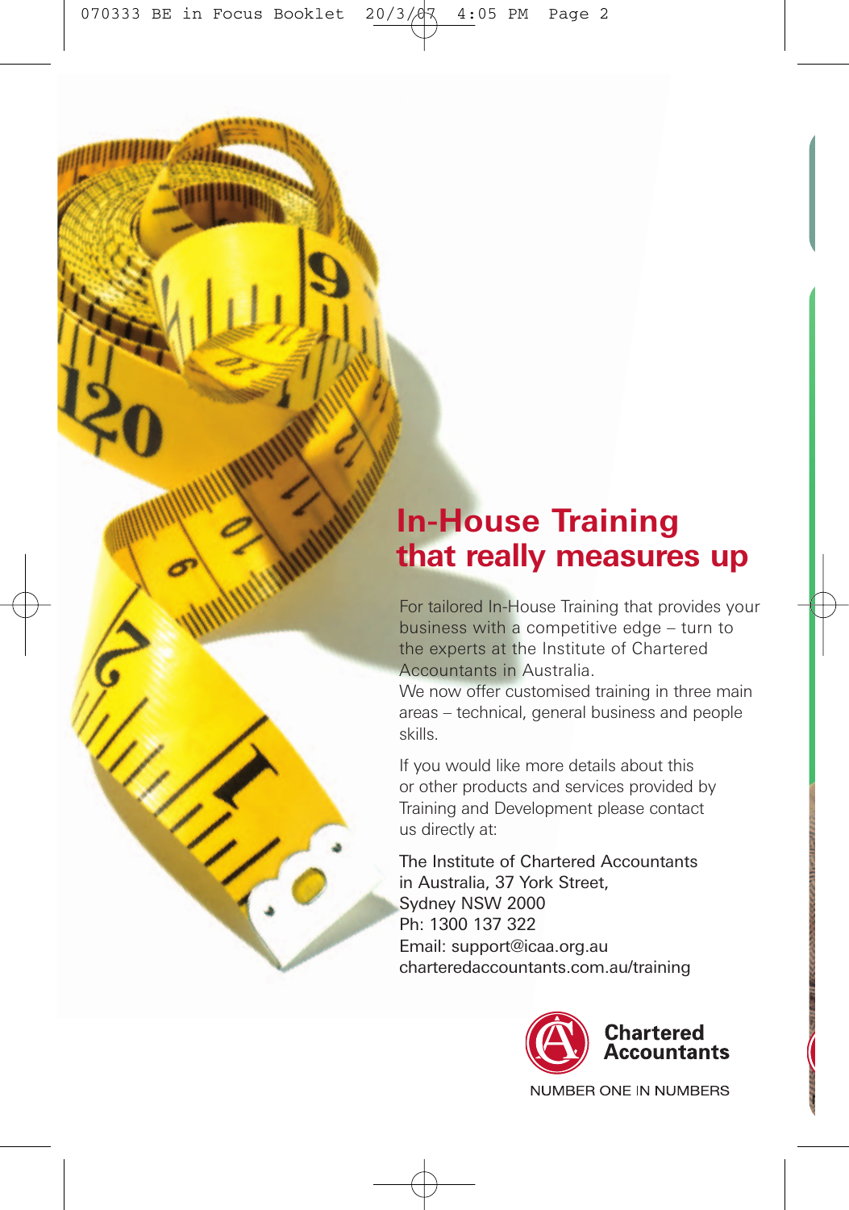# In-House Training that really measures up

For tailored In-House Training that provides your business with a competitive edge – turn to the experts at the Institute of Chartered Accountants in Australia.
We now offer customised training in three main areas – technical, general business and people skills.

If you would like more details about this or other products and services provided by Training and Development please contact us directly at:

The Institute of Chartered Accountants
in Australia, 37 York Street,
Sydney NSW 2000
Ph: 1300 137 322
Email: support@icaa.org.au
charteredaccountants.com.au/training

**Chartered Accountants**

NUMBER ONE IN NUMBERS